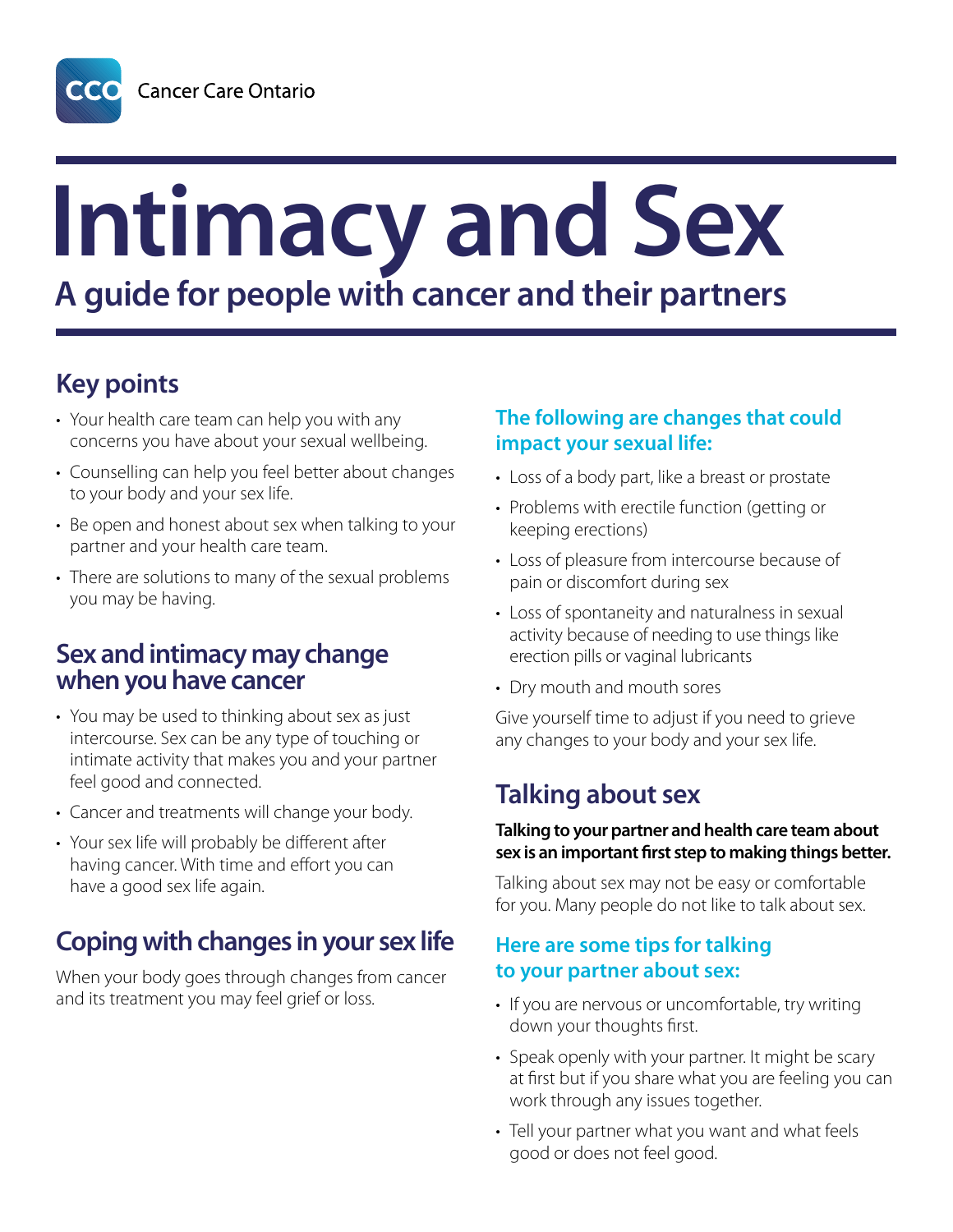Cancer Care Ontario

# Intimacy and Sex

## A guide for people with cancer and their partners

## Key points

- Your health care team can help you with any concerns you have about your sexual wellbeing.
- Counselling can help you feel better about changes to your body and your sex life.
- Be open and honest about sex when talking to your partner and your health care team.
- There are solutions to many of the sexual problems you may be having.

## Sex and intimacy may change when you have cancer

- You may be used to thinking about sex as just intercourse. Sex can be any type of touching or intimate activity that makes you and your partner feel good and connected.
- Cancer and treatments will change your body.
- Your sex life will probably be different after having cancer. With time and effort you can have a good sex life again.

## Coping with changes in your sex life

When your body goes through changes from cancer and its treatment you may feel grief or loss.

### The following are changes that could impact your sexual life:

- Loss of a body part, like a breast or prostate
- Problems with erectile function (getting or keeping erections)
- Loss of pleasure from intercourse because of pain or discomfort during sex
- Loss of spontaneity and naturalness in sexual activity because of needing to use things like erection pills or vaginal lubricants
- Dry mouth and mouth sores

Give yourself time to adjust if you need to grieve any changes to your body and your sex life.

## Talking about sex

**Talking to your partner and health care team about sex is an important first step to making things better.**

Talking about sex may not be easy or comfortable for you. Many people do not like to talk about sex.

### Here are some tips for talking to your partner about sex:

- If you are nervous or uncomfortable, try writing down your thoughts first.
- Speak openly with your partner. It might be scary at first but if you share what you are feeling you can work through any issues together.
- Tell your partner what you want and what feels good or does not feel good.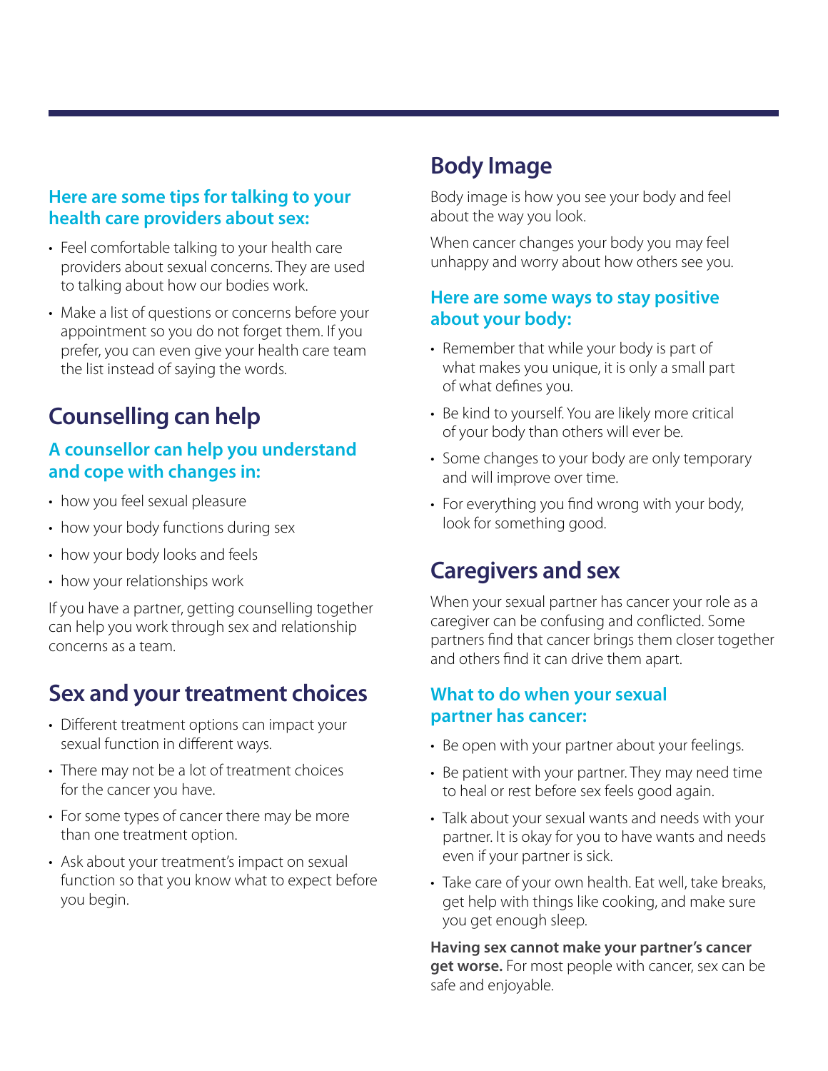### Here are some tips for talking to your health care providers about sex:

- Feel comfortable talking to your health care providers about sexual concerns. They are used to talking about how our bodies work.
- Make a list of questions or concerns before your appointment so you do not forget them. If you prefer, you can even give your health care team the list instead of saying the words.

## Counselling can help

### A counsellor can help you understand and cope with changes in:

- how you feel sexual pleasure
- how your body functions during sex
- how your body looks and feels
- how your relationships work

If you have a partner, getting counselling together can help you work through sex and relationship concerns as a team.

## Sex and your treatment choices

- Different treatment options can impact your sexual function in different ways.
- There may not be a lot of treatment choices for the cancer you have.
- For some types of cancer there may be more than one treatment option.
- Ask about your treatment's impact on sexual function so that you know what to expect before you begin.

## Body Image

Body image is how you see your body and feel about the way you look.

When cancer changes your body you may feel unhappy and worry about how others see you.

### Here are some ways to stay positive about your body:

- Remember that while your body is part of what makes you unique, it is only a small part of what defines you.
- Be kind to yourself. You are likely more critical of your body than others will ever be.
- Some changes to your body are only temporary and will improve over time.
- For everything you find wrong with your body, look for something good.

## Caregivers and sex

When your sexual partner has cancer your role as a caregiver can be confusing and conflicted. Some partners find that cancer brings them closer together and others find it can drive them apart.

### What to do when your sexual partner has cancer:

- Be open with your partner about your feelings.
- Be patient with your partner. They may need time to heal or rest before sex feels good again.
- Talk about your sexual wants and needs with your partner. It is okay for you to have wants and needs even if your partner is sick.
- Take care of your own health. Eat well, take breaks, get help with things like cooking, and make sure you get enough sleep.

**Having sex cannot make your partner's cancer get worse.** For most people with cancer, sex can be safe and enjoyable.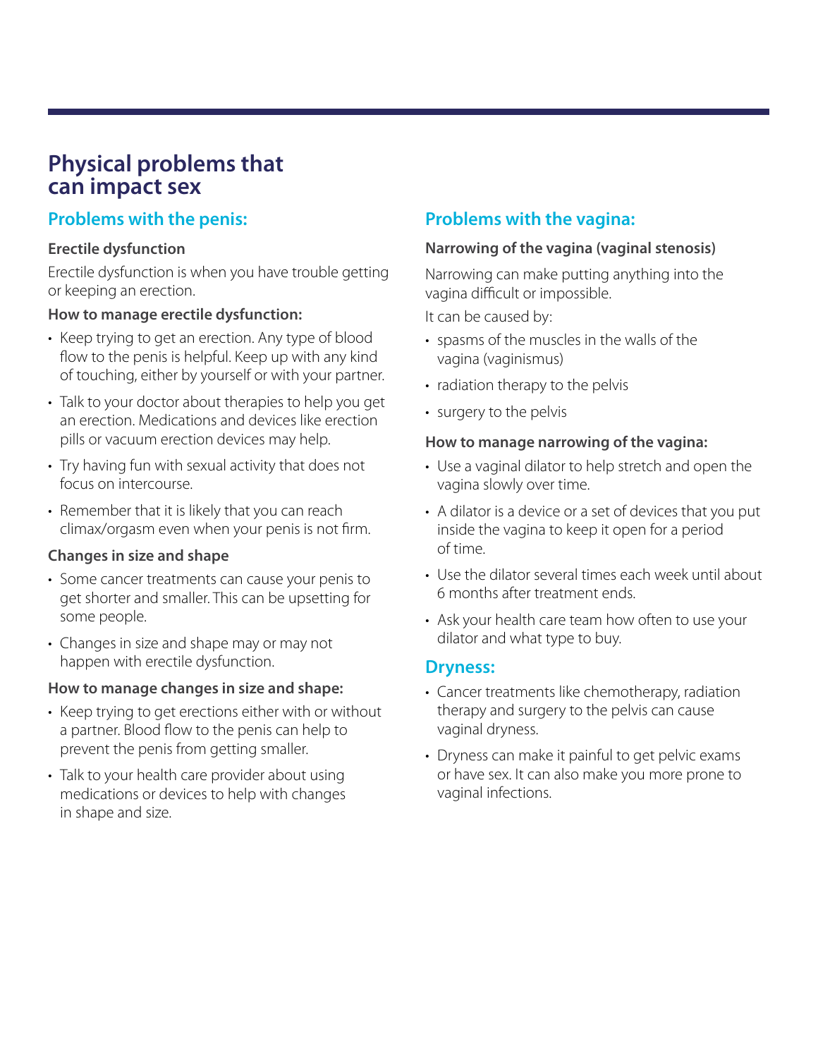# Physical problems that can impact sex

## Problems with the penis:

**Erectile dysfunction**

Erectile dysfunction is when you have trouble getting or keeping an erection.

**How to manage erectile dysfunction:**

- Keep trying to get an erection. Any type of blood flow to the penis is helpful. Keep up with any kind of touching, either by yourself or with your partner.
- Talk to your doctor about therapies to help you get an erection. Medications and devices like erection pills or vacuum erection devices may help.
- Try having fun with sexual activity that does not focus on intercourse.
- Remember that it is likely that you can reach climax/orgasm even when your penis is not firm.

**Changes in size and shape**

- Some cancer treatments can cause your penis to get shorter and smaller. This can be upsetting for some people.
- Changes in size and shape may or may not happen with erectile dysfunction.

**How to manage changes in size and shape:**

- Keep trying to get erections either with or without a partner. Blood flow to the penis can help to prevent the penis from getting smaller.
- Talk to your health care provider about using medications or devices to help with changes in shape and size.

## Problems with the vagina:

**Narrowing of the vagina (vaginal stenosis)**

Narrowing can make putting anything into the vagina difficult or impossible.

It can be caused by:

- spasms of the muscles in the walls of the vagina (vaginismus)
- radiation therapy to the pelvis
- surgery to the pelvis

**How to manage narrowing of the vagina:**

- Use a vaginal dilator to help stretch and open the vagina slowly over time.
- A dilator is a device or a set of devices that you put inside the vagina to keep it open for a period of time.
- Use the dilator several times each week until about 6 months after treatment ends.
- Ask your health care team how often to use your dilator and what type to buy.

## Dryness:

- Cancer treatments like chemotherapy, radiation therapy and surgery to the pelvis can cause vaginal dryness.
- Dryness can make it painful to get pelvic exams or have sex. It can also make you more prone to vaginal infections.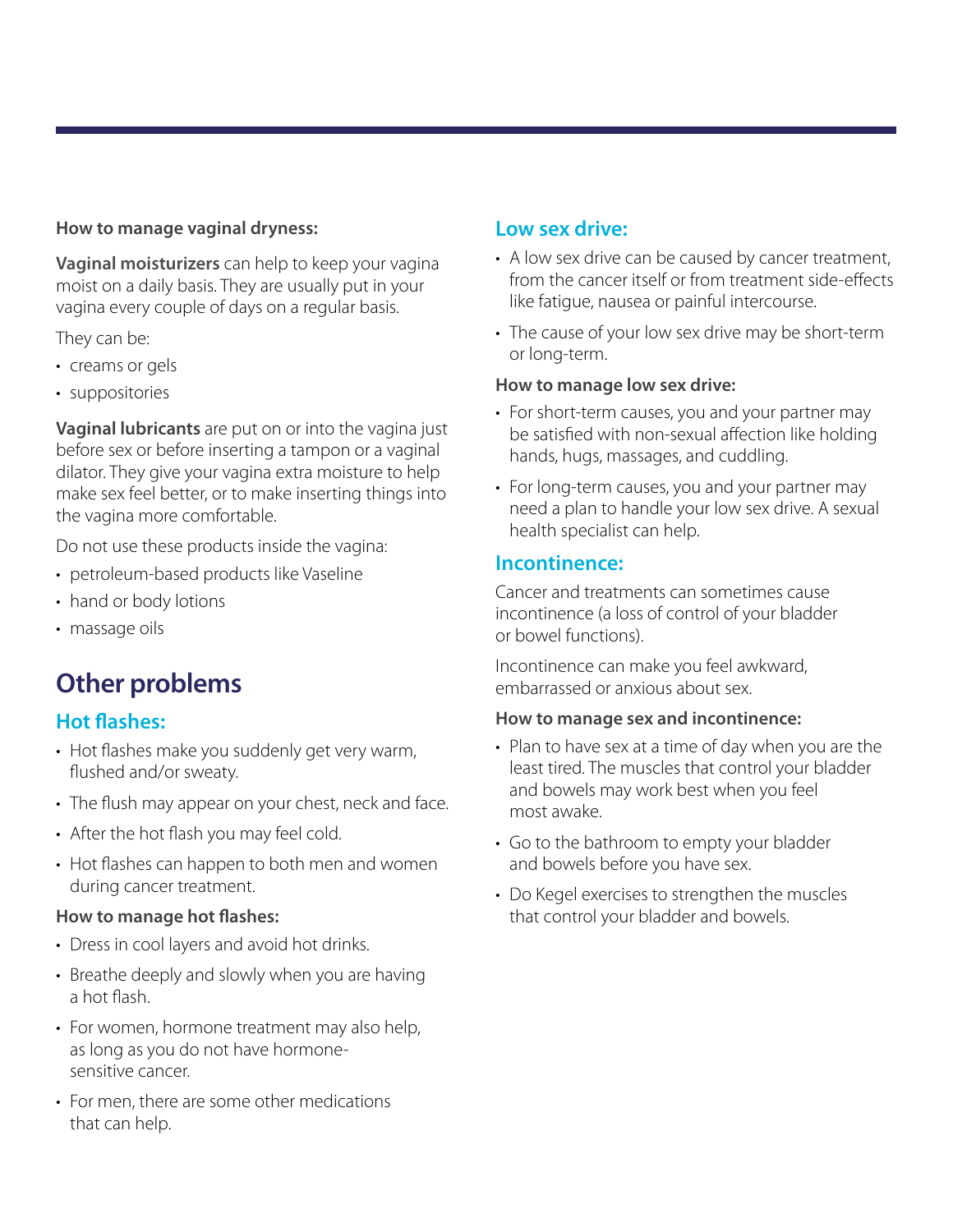**How to manage vaginal dryness:**

**Vaginal moisturizers** can help to keep your vagina moist on a daily basis. They are usually put in your vagina every couple of days on a regular basis.

They can be:

- creams or gels
- suppositories

**Vaginal lubricants** are put on or into the vagina just before sex or before inserting a tampon or a vaginal dilator. They give your vagina extra moisture to help make sex feel better, or to make inserting things into the vagina more comfortable.

Do not use these products inside the vagina:

- petroleum-based products like Vaseline
- hand or body lotions
- massage oils

## Other problems

### Hot flashes:

- Hot flashes make you suddenly get very warm, flushed and/or sweaty.
- The flush may appear on your chest, neck and face.
- After the hot flash you may feel cold.
- Hot flashes can happen to both men and women during cancer treatment.

**How to manage hot flashes:**

- Dress in cool layers and avoid hot drinks.
- Breathe deeply and slowly when you are having a hot flash.
- For women, hormone treatment may also help, as long as you do not have hormone-sensitive cancer.
- For men, there are some other medications that can help.

### Low sex drive:

- A low sex drive can be caused by cancer treatment, from the cancer itself or from treatment side-effects like fatigue, nausea or painful intercourse.
- The cause of your low sex drive may be short-term or long-term.

**How to manage low sex drive:**

- For short-term causes, you and your partner may be satisfied with non-sexual affection like holding hands, hugs, massages, and cuddling.
- For long-term causes, you and your partner may need a plan to handle your low sex drive. A sexual health specialist can help.

### Incontinence:

Cancer and treatments can sometimes cause incontinence (a loss of control of your bladder or bowel functions).

Incontinence can make you feel awkward, embarrassed or anxious about sex.

**How to manage sex and incontinence:**

- Plan to have sex at a time of day when you are the least tired. The muscles that control your bladder and bowels may work best when you feel most awake.
- Go to the bathroom to empty your bladder and bowels before you have sex.
- Do Kegel exercises to strengthen the muscles that control your bladder and bowels.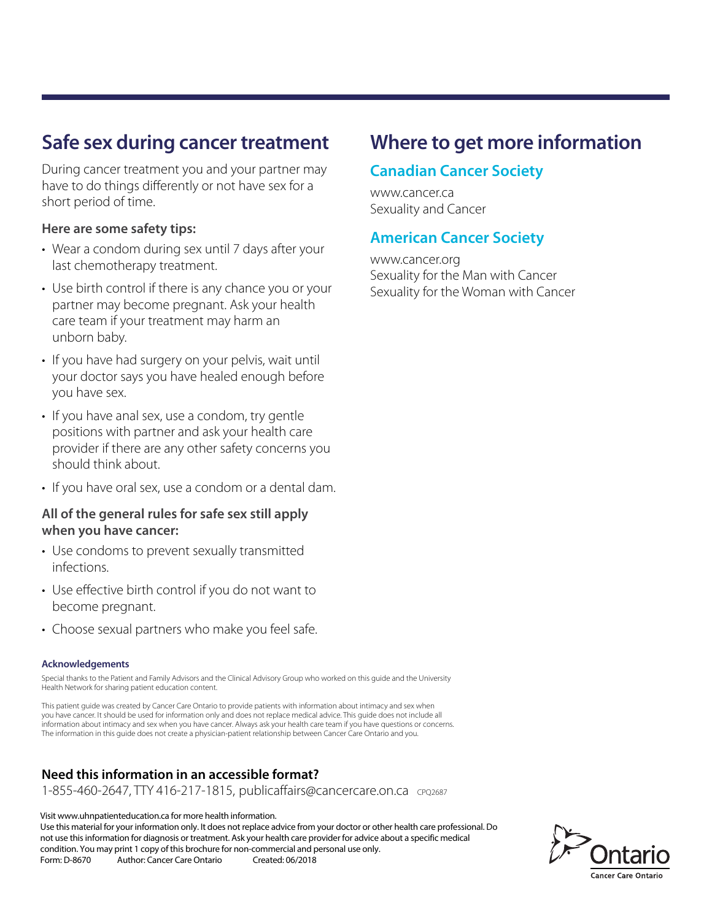## Safe sex during cancer treatment

During cancer treatment you and your partner may have to do things differently or not have sex for a short period of time.

**Here are some safety tips:**

- Wear a condom during sex until 7 days after your last chemotherapy treatment.
- Use birth control if there is any chance you or your partner may become pregnant. Ask your health care team if your treatment may harm an unborn baby.
- If you have had surgery on your pelvis, wait until your doctor says you have healed enough before you have sex.
- If you have anal sex, use a condom, try gentle positions with partner and ask your health care provider if there are any other safety concerns you should think about.
- If you have oral sex, use a condom or a dental dam.

**All of the general rules for safe sex still apply when you have cancer:**

- Use condoms to prevent sexually transmitted infections.
- Use effective birth control if you do not want to become pregnant.
- Choose sexual partners who make you feel safe.

## Where to get more information

### Canadian Cancer Society

www.cancer.ca
Sexuality and Cancer

### American Cancer Society

www.cancer.org
Sexuality for the Man with Cancer
Sexuality for the Woman with Cancer

**Acknowledgements**

Special thanks to the Patient and Family Advisors and the Clinical Advisory Group who worked on this guide and the University Health Network for sharing patient education content.

This patient guide was created by Cancer Care Ontario to provide patients with information about intimacy and sex when you have cancer. It should be used for information only and does not replace medical advice. This guide does not include all information about intimacy and sex when you have cancer. Always ask your health care team if you have questions or concerns. The information in this guide does not create a physician-patient relationship between Cancer Care Ontario and you.

**Need this information in an accessible format?**

1-855-460-2647, TTY 416-217-1815, publicaffairs@cancercare.on.ca CPQ2687

Visit www.uhnpatienteducation.ca for more health information.
Use this material for your information only. It does not replace advice from your doctor or other health care professional. Do not use this information for diagnosis or treatment. Ask your health care provider for advice about a specific medical condition. You may print 1 copy of this brochure for non-commercial and personal use only.
Form: D-8670 Author: Cancer Care Ontario Created: 06/2018

Ontario
Cancer Care Ontario